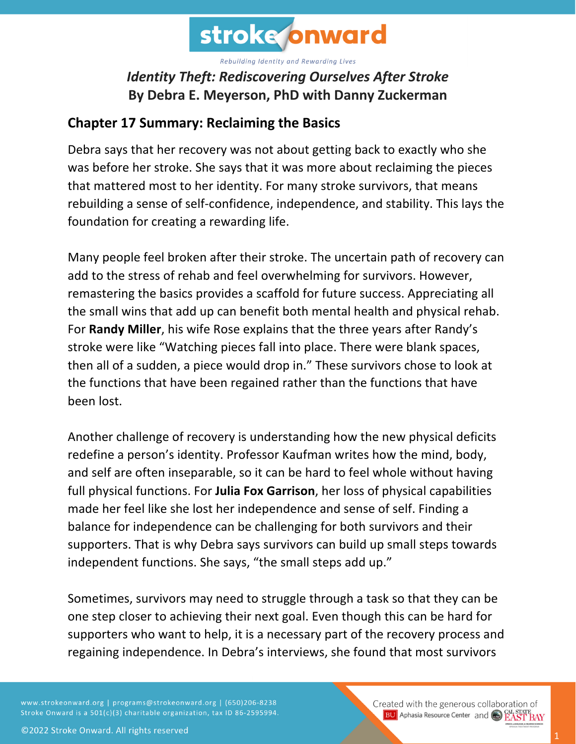# Identity Theft: Rediscovering Ourselves After Stroke

## By Debra E. Meyerson, PhD with Danny Zuckerman

## Chapter 17 Summary: Reclaiming the Basics

Debra says that her recovery was not about getting back to exactly who she was before her stroke. She says that it was more about reclaiming the pieces that mattered most to her identity. For many stroke survivors, that means rebuilding a sense of self-confidence, independence, and stability. This lays the foundation for creating a rewarding life.

Many people feel broken after their stroke. The uncertain path of recovery can add to the stress of rehab and feel overwhelming for survivors. However, remastering the basics provides a scaffold for future success. Appreciating all the small wins that add up can benefit both mental health and physical rehab. For **Randy Miller**, his wife Rose explains that the three years after Randy's stroke were like "Watching pieces fall into place. There were blank spaces, then all of a sudden, a piece would drop in." These survivors chose to look at the functions that have been regained rather than the functions that have been lost.

Another challenge of recovery is understanding how the new physical deficits redefine a person's identity. Professor Kaufman writes how the mind, body, and self are often inseparable, so it can be hard to feel whole without having full physical functions. For **Julia Fox Garrison**, her loss of physical capabilities made her feel like she lost her independence and sense of self. Finding a balance for independence can be challenging for both survivors and their supporters. That is why Debra says survivors can build up small steps towards independent functions. She says, "the small steps add up."

Sometimes, survivors may need to struggle through a task so that they can be one step closer to achieving their next goal. Even though this can be hard for supporters who want to help, it is a necessary part of the recovery process and regaining independence. In Debra's interviews, she found that most survivors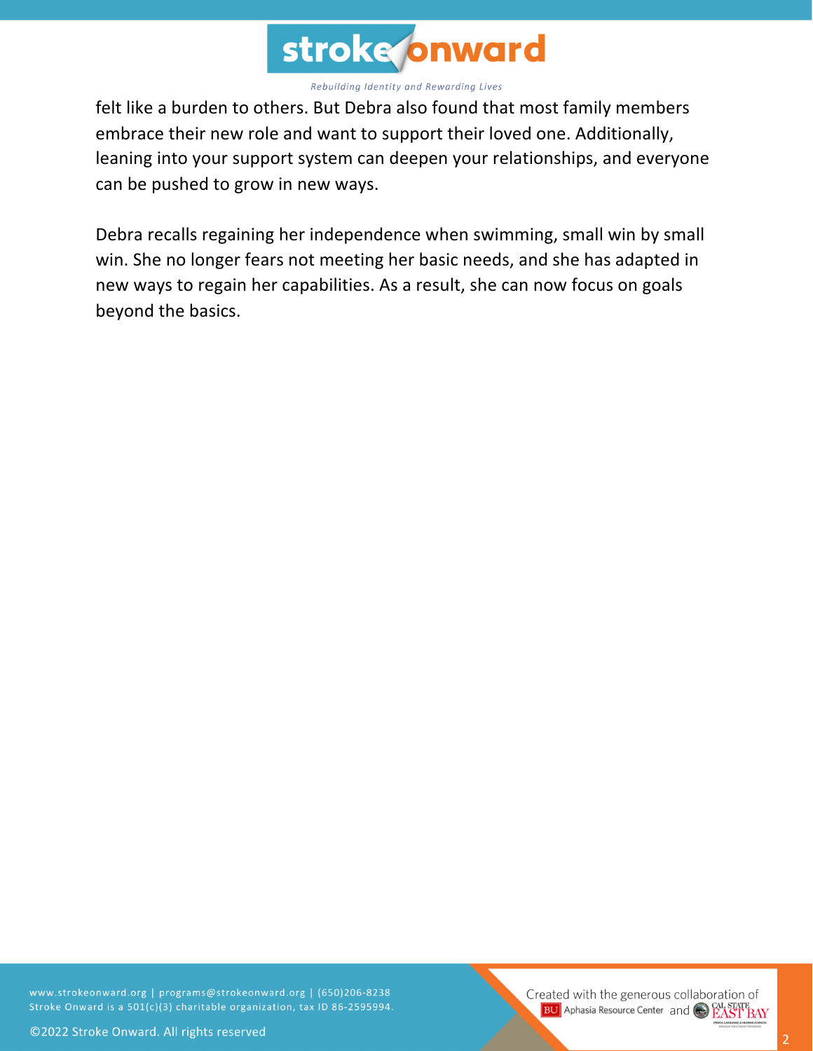felt like a burden to others. But Debra also found that most family members embrace their new role and want to support their loved one. Additionally, leaning into your support system can deepen your relationships, and everyone can be pushed to grow in new ways.

Debra recalls regaining her independence when swimming, small win by small win. She no longer fears not meeting her basic needs, and she has adapted in new ways to regain her capabilities. As a result, she can now focus on goals beyond the basics.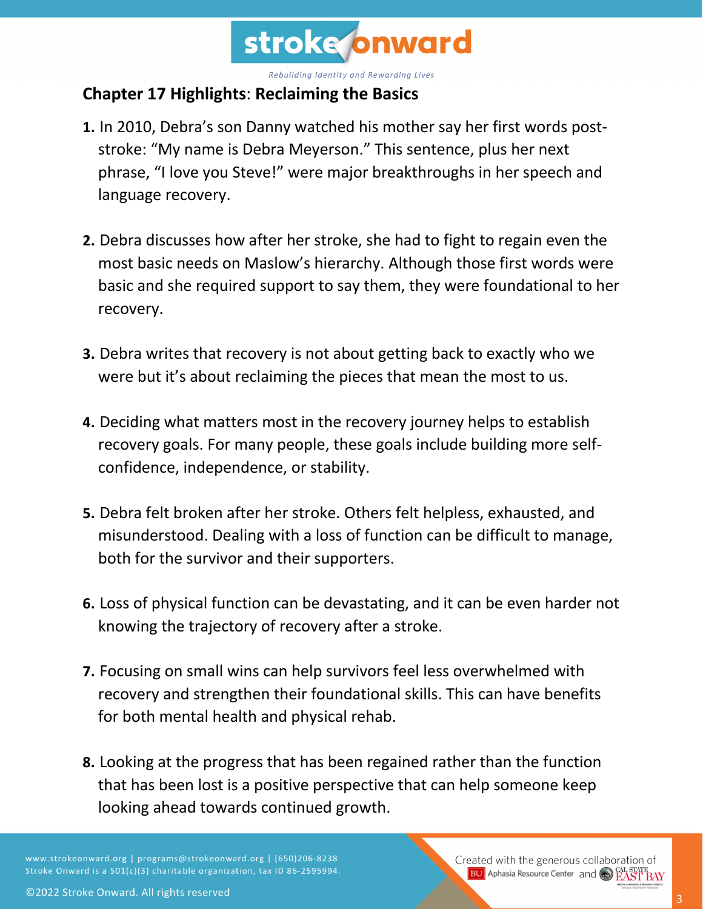## Chapter 17 Highlights: Reclaiming the Basics

1. In 2010, Debra's son Danny watched his mother say her first words post-stroke: "My name is Debra Meyerson." This sentence, plus her next phrase, "I love you Steve!" were major breakthroughs in her speech and language recovery.

2. Debra discusses how after her stroke, she had to fight to regain even the most basic needs on Maslow's hierarchy. Although those first words were basic and she required support to say them, they were foundational to her recovery.

3. Debra writes that recovery is not about getting back to exactly who we were but it's about reclaiming the pieces that mean the most to us.

4. Deciding what matters most in the recovery journey helps to establish recovery goals. For many people, these goals include building more self-confidence, independence, or stability.

5. Debra felt broken after her stroke. Others felt helpless, exhausted, and misunderstood. Dealing with a loss of function can be difficult to manage, both for the survivor and their supporters.

6. Loss of physical function can be devastating, and it can be even harder not knowing the trajectory of recovery after a stroke.

7. Focusing on small wins can help survivors feel less overwhelmed with recovery and strengthen their foundational skills. This can have benefits for both mental health and physical rehab.

8. Looking at the progress that has been regained rather than the function that has been lost is a positive perspective that can help someone keep looking ahead towards continued growth.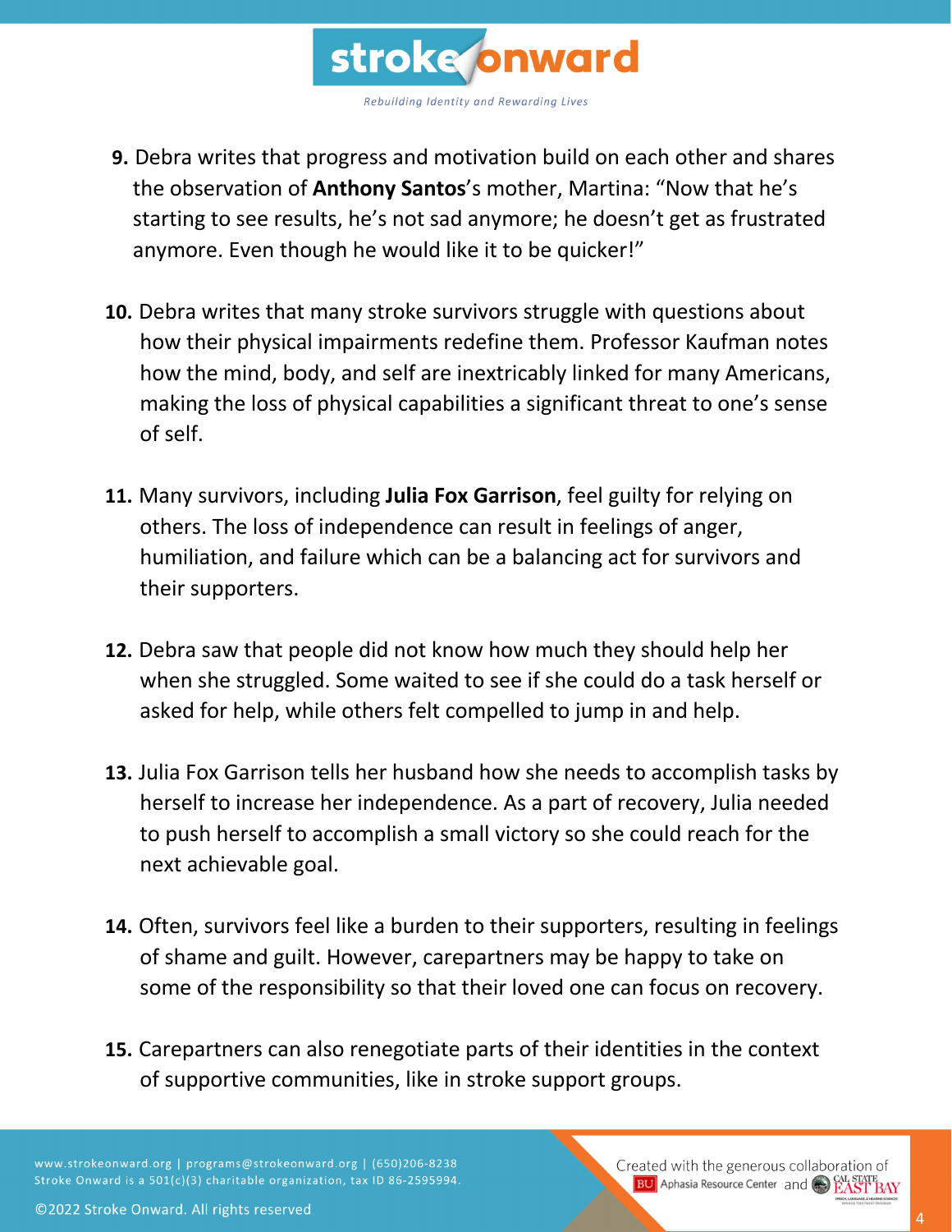9. Debra writes that progress and motivation build on each other and shares the observation of **Anthony Santos**'s mother, Martina: "Now that he's starting to see results, he's not sad anymore; he doesn't get as frustrated anymore. Even though he would like it to be quicker!"

10. Debra writes that many stroke survivors struggle with questions about how their physical impairments redefine them. Professor Kaufman notes how the mind, body, and self are inextricably linked for many Americans, making the loss of physical capabilities a significant threat to one's sense of self.

11. Many survivors, including **Julia Fox Garrison**, feel guilty for relying on others. The loss of independence can result in feelings of anger, humiliation, and failure which can be a balancing act for survivors and their supporters.

12. Debra saw that people did not know how much they should help her when she struggled. Some waited to see if she could do a task herself or asked for help, while others felt compelled to jump in and help.

13. Julia Fox Garrison tells her husband how she needs to accomplish tasks by herself to increase her independence. As a part of recovery, Julia needed to push herself to accomplish a small victory so she could reach for the next achievable goal.

14. Often, survivors feel like a burden to their supporters, resulting in feelings of shame and guilt. However, carepartners may be happy to take on some of the responsibility so that their loved one can focus on recovery.

15. Carepartners can also renegotiate parts of their identities in the context of supportive communities, like in stroke support groups.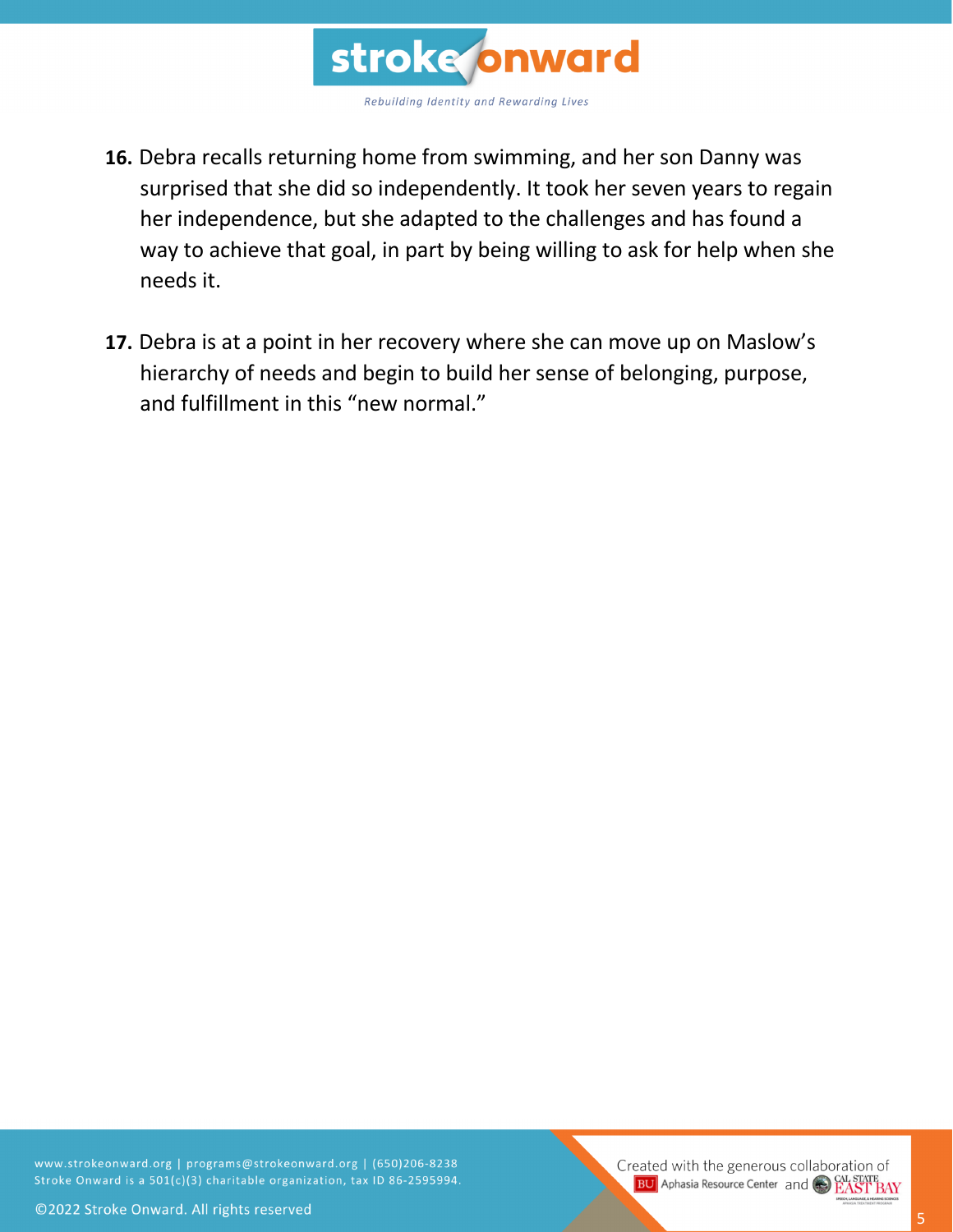16. Debra recalls returning home from swimming, and her son Danny was surprised that she did so independently. It took her seven years to regain her independence, but she adapted to the challenges and has found a way to achieve that goal, in part by being willing to ask for help when she needs it.

17. Debra is at a point in her recovery where she can move up on Maslow's hierarchy of needs and begin to build her sense of belonging, purpose, and fulfillment in this "new normal."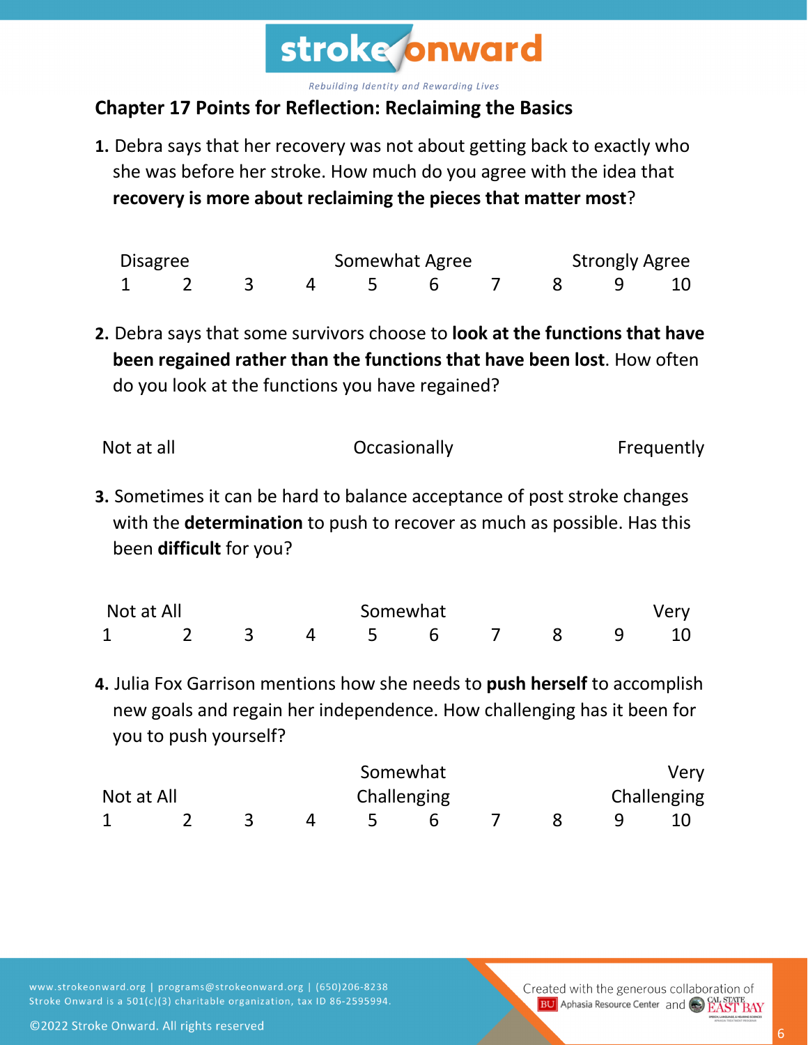## Chapter 17 Points for Reflection: Reclaiming the Basics

**1.** Debra says that her recovery was not about getting back to exactly who she was before her stroke. How much do you agree with the idea that **recovery is more about reclaiming the pieces that matter most**?

| Disagree | | | | Somewhat Agree | | | | Strongly Agree | |
|---|---|---|---|---|---|---|---|---|---|
| 1 | 2 | 3 | 4 | 5 | 6 | 7 | 8 | 9 | 10 |

**2.** Debra says that some survivors choose to **look at the functions that have been regained rather than the functions that have been lost**. How often do you look at the functions you have regained?

| Not at all | Occasionally | Frequently |
|---|---|---|

**3.** Sometimes it can be hard to balance acceptance of post stroke changes with the **determination** to push to recover as much as possible. Has this been **difficult** for you?

| Not at All | | | | Somewhat | | | | | Very |
|---|---|---|---|---|---|---|---|---|---|
| 1 | 2 | 3 | 4 | 5 | 6 | 7 | 8 | 9 | 10 |

**4.** Julia Fox Garrison mentions how she needs to **push herself** to accomplish new goals and regain her independence. How challenging has it been for you to push yourself?

| Not at All | | | | Somewhat Challenging | | | | | Very Challenging |
|---|---|---|---|---|---|---|---|---|---|
| 1 | 2 | 3 | 4 | 5 | 6 | 7 | 8 | 9 | 10 |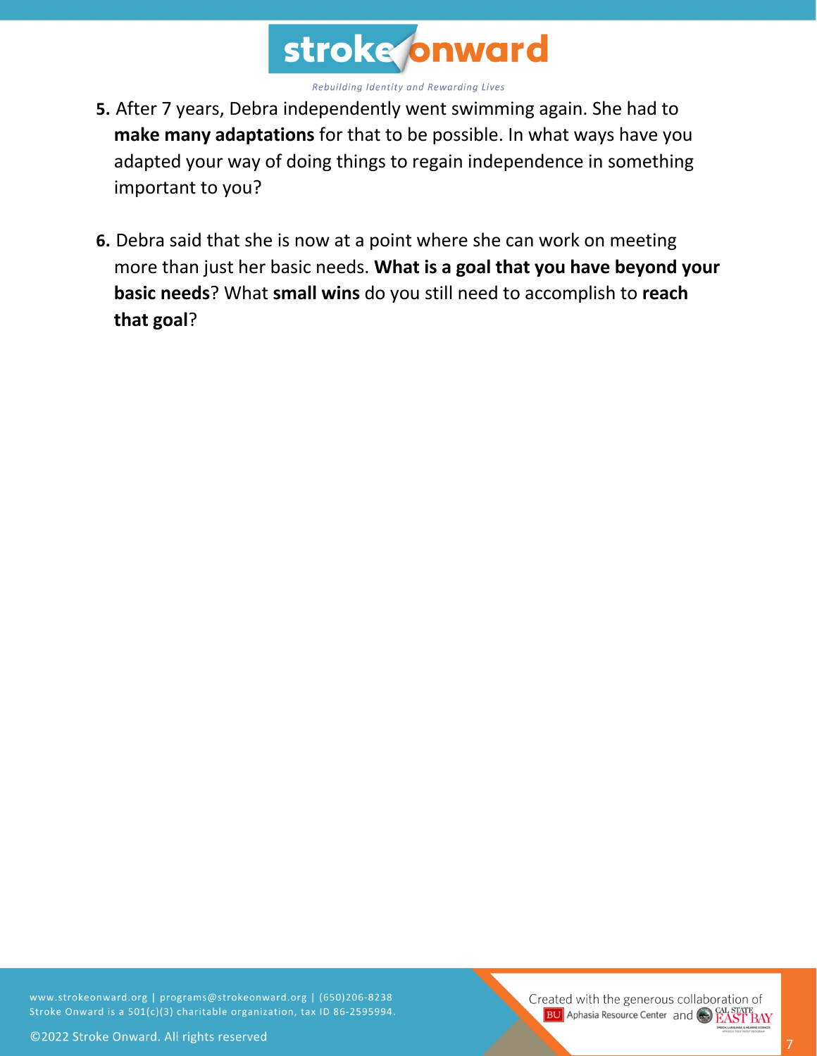5. After 7 years, Debra independently went swimming again. She had to **make many adaptations** for that to be possible. In what ways have you adapted your way of doing things to regain independence in something important to you?

6. Debra said that she is now at a point where she can work on meeting more than just her basic needs. **What is a goal that you have beyond your basic needs**? What **small wins** do you still need to accomplish to **reach that goal**?